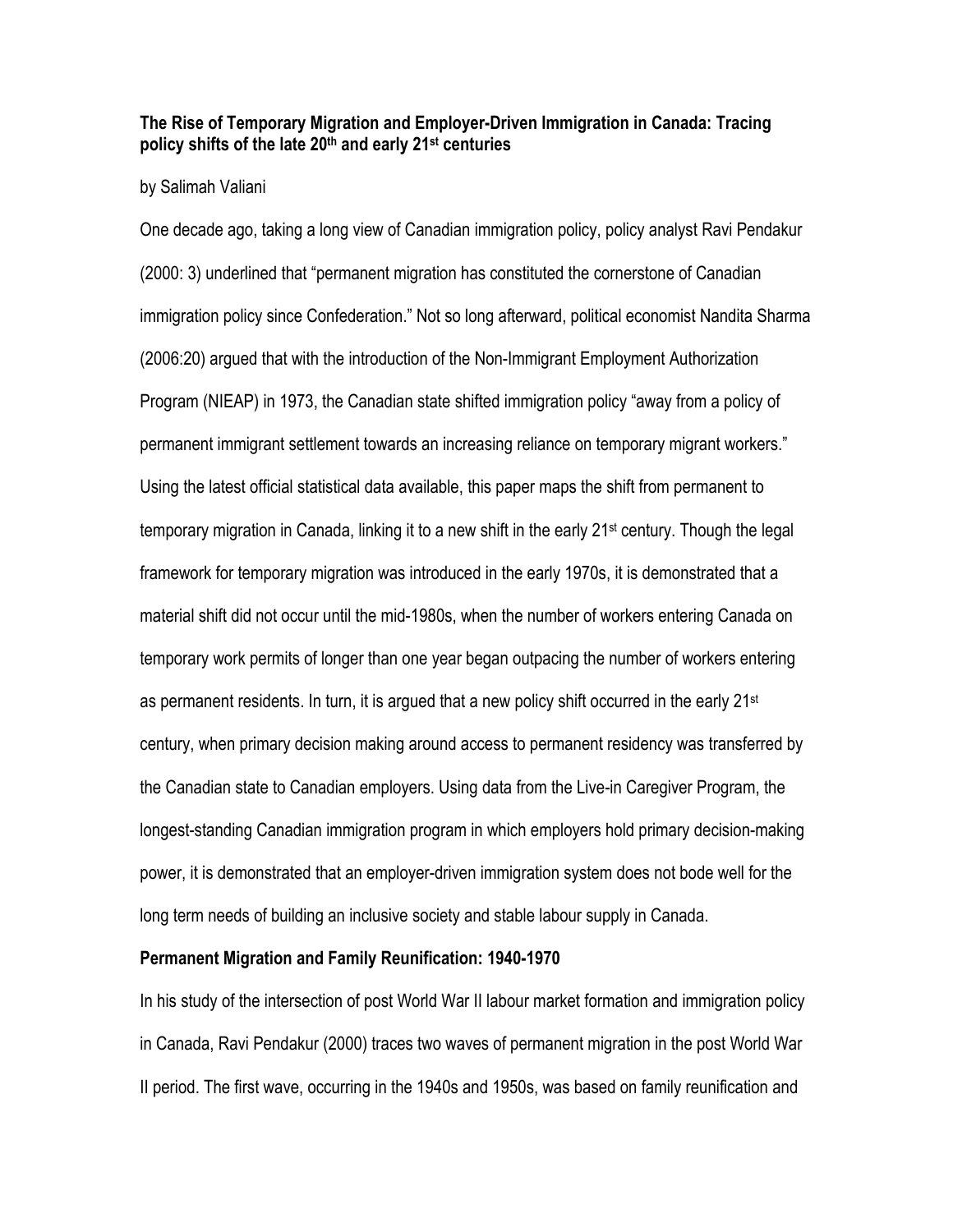**The Rise of Temporary Migration and Employer-Driven Immigration in Canada: Tracing policy shifts of the late 20th and early 21st centuries**

by Salimah Valiani

One decade ago, taking a long view of Canadian immigration policy, policy analyst Ravi Pendakur (2000: 3) underlined that "permanent migration has constituted the cornerstone of Canadian immigration policy since Confederation." Not so long afterward, political economist Nandita Sharma (2006:20) argued that with the introduction of the Non-Immigrant Employment Authorization Program (NIEAP) in 1973, the Canadian state shifted immigration policy "away from a policy of permanent immigrant settlement towards an increasing reliance on temporary migrant workers." Using the latest official statistical data available, this paper maps the shift from permanent to temporary migration in Canada, linking it to a new shift in the early 21st century. Though the legal framework for temporary migration was introduced in the early 1970s, it is demonstrated that a material shift did not occur until the mid-1980s, when the number of workers entering Canada on temporary work permits of longer than one year began outpacing the number of workers entering as permanent residents. In turn, it is argued that a new policy shift occurred in the early 21st century, when primary decision making around access to permanent residency was transferred by the Canadian state to Canadian employers. Using data from the Live-in Caregiver Program, the longest-standing Canadian immigration program in which employers hold primary decision-making power, it is demonstrated that an employer-driven immigration system does not bode well for the long term needs of building an inclusive society and stable labour supply in Canada.

**Permanent Migration and Family Reunification: 1940-1970**

In his study of the intersection of post World War II labour market formation and immigration policy in Canada, Ravi Pendakur (2000) traces two waves of permanent migration in the post World War II period. The first wave, occurring in the 1940s and 1950s, was based on family reunification and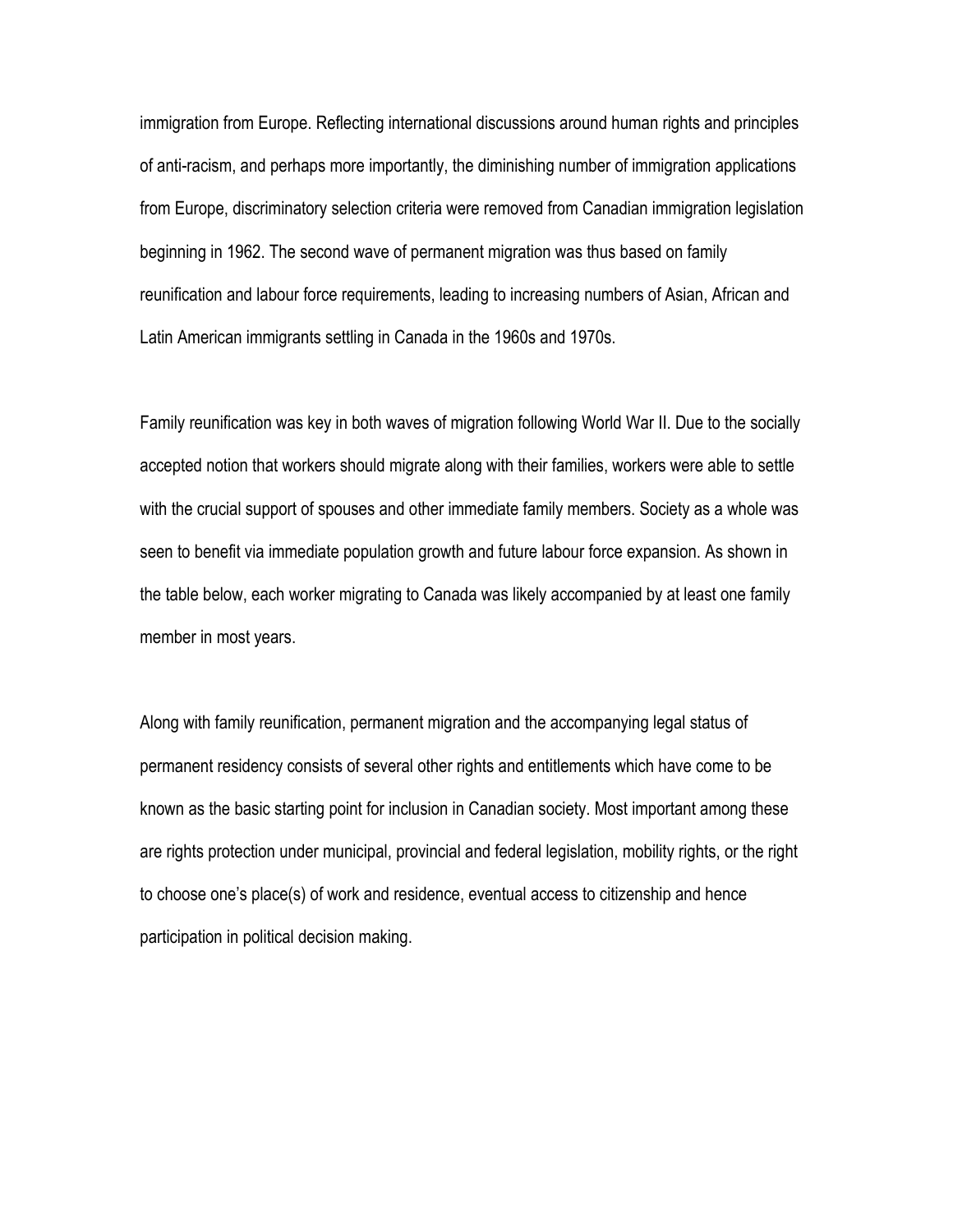immigration from Europe. Reflecting international discussions around human rights and principles of anti-racism, and perhaps more importantly, the diminishing number of immigration applications from Europe, discriminatory selection criteria were removed from Canadian immigration legislation beginning in 1962. The second wave of permanent migration was thus based on family reunification and labour force requirements, leading to increasing numbers of Asian, African and Latin American immigrants settling in Canada in the 1960s and 1970s.

Family reunification was key in both waves of migration following World War II. Due to the socially accepted notion that workers should migrate along with their families, workers were able to settle with the crucial support of spouses and other immediate family members. Society as a whole was seen to benefit via immediate population growth and future labour force expansion. As shown in the table below, each worker migrating to Canada was likely accompanied by at least one family member in most years.

Along with family reunification, permanent migration and the accompanying legal status of permanent residency consists of several other rights and entitlements which have come to be known as the basic starting point for inclusion in Canadian society. Most important among these are rights protection under municipal, provincial and federal legislation, mobility rights, or the right to choose one's place(s) of work and residence, eventual access to citizenship and hence participation in political decision making.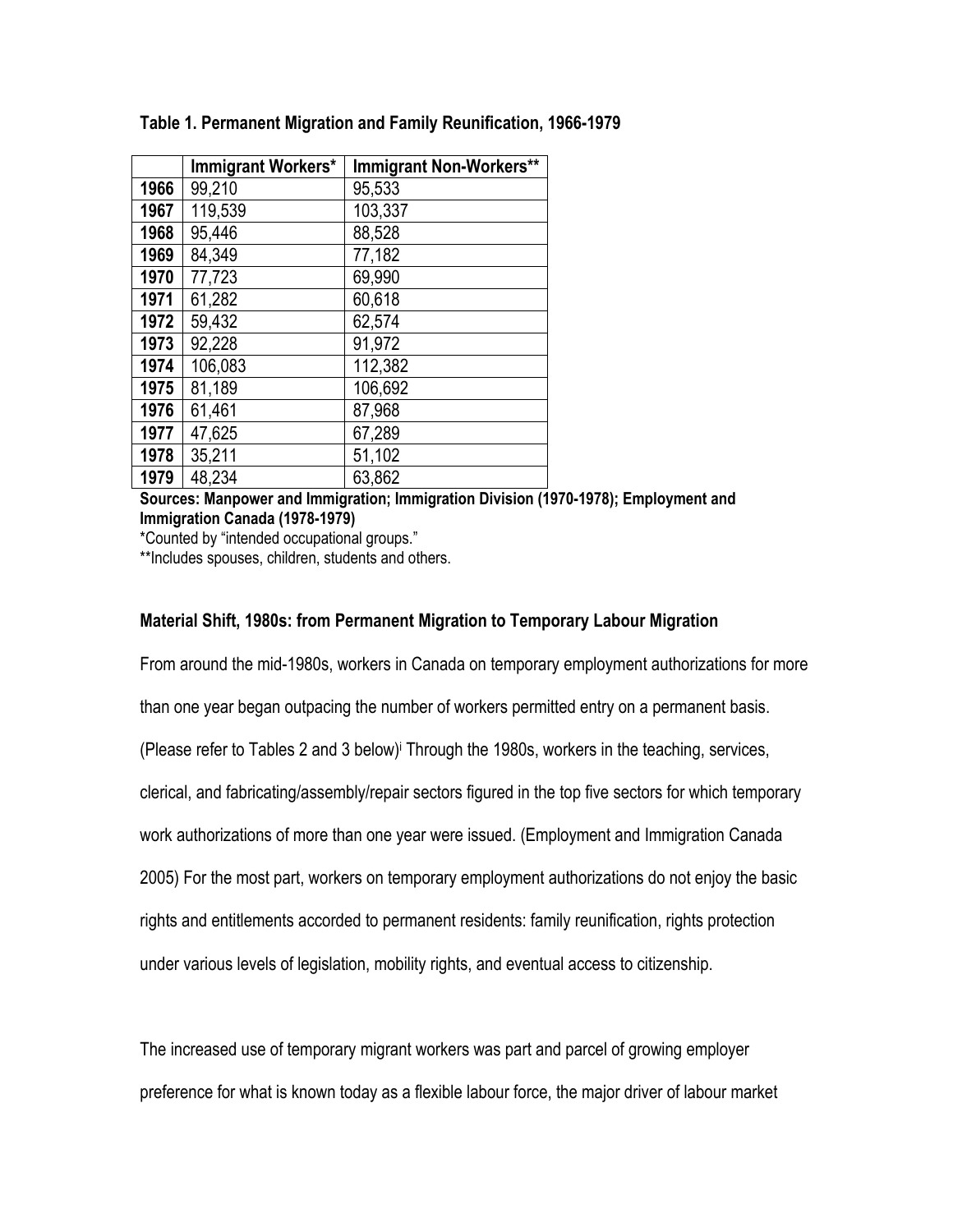**Table 1. Permanent Migration and Family Reunification, 1966-1979**

| | Immigrant Workers* | Immigrant Non-Workers** |
|---|---|---|
| **1966** | 99,210 | 95,533 |
| **1967** | 119,539 | 103,337 |
| **1968** | 95,446 | 88,528 |
| **1969** | 84,349 | 77,182 |
| **1970** | 77,723 | 69,990 |
| **1971** | 61,282 | 60,618 |
| **1972** | 59,432 | 62,574 |
| **1973** | 92,228 | 91,972 |
| **1974** | 106,083 | 112,382 |
| **1975** | 81,189 | 106,692 |
| **1976** | 61,461 | 87,968 |
| **1977** | 47,625 | 67,289 |
| **1978** | 35,211 | 51,102 |
| **1979** | 48,234 | 63,862 |

**Sources: Manpower and Immigration; Immigration Division (1970-1978); Employment and Immigration Canada (1978-1979)**

*Counted by "intended occupational groups."

**Includes spouses, children, students and others.

### Material Shift, 1980s: from Permanent Migration to Temporary Labour Migration

From around the mid-1980s, workers in Canada on temporary employment authorizations for more than one year began outpacing the number of workers permitted entry on a permanent basis. (Please refer to Tables 2 and 3 below)[i] Through the 1980s, workers in the teaching, services, clerical, and fabricating/assembly/repair sectors figured in the top five sectors for which temporary work authorizations of more than one year were issued. (Employment and Immigration Canada 2005) For the most part, workers on temporary employment authorizations do not enjoy the basic rights and entitlements accorded to permanent residents: family reunification, rights protection under various levels of legislation, mobility rights, and eventual access to citizenship.

The increased use of temporary migrant workers was part and parcel of growing employer preference for what is known today as a flexible labour force, the major driver of labour market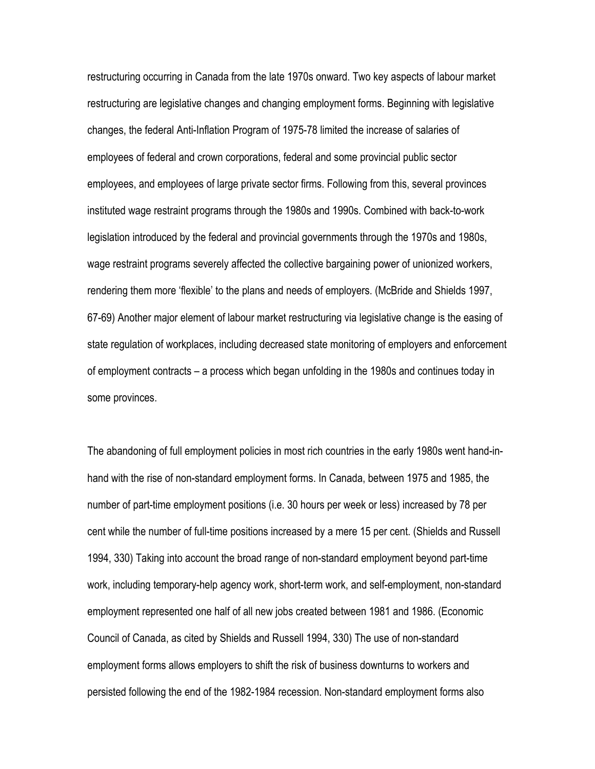restructuring occurring in Canada from the late 1970s onward. Two key aspects of labour market restructuring are legislative changes and changing employment forms. Beginning with legislative changes, the federal Anti-Inflation Program of 1975-78 limited the increase of salaries of employees of federal and crown corporations, federal and some provincial public sector employees, and employees of large private sector firms. Following from this, several provinces instituted wage restraint programs through the 1980s and 1990s. Combined with back-to-work legislation introduced by the federal and provincial governments through the 1970s and 1980s, wage restraint programs severely affected the collective bargaining power of unionized workers, rendering them more 'flexible' to the plans and needs of employers. (McBride and Shields 1997, 67-69) Another major element of labour market restructuring via legislative change is the easing of state regulation of workplaces, including decreased state monitoring of employers and enforcement of employment contracts – a process which began unfolding in the 1980s and continues today in some provinces.

The abandoning of full employment policies in most rich countries in the early 1980s went hand-in-hand with the rise of non-standard employment forms. In Canada, between 1975 and 1985, the number of part-time employment positions (i.e. 30 hours per week or less) increased by 78 per cent while the number of full-time positions increased by a mere 15 per cent. (Shields and Russell 1994, 330) Taking into account the broad range of non-standard employment beyond part-time work, including temporary-help agency work, short-term work, and self-employment, non-standard employment represented one half of all new jobs created between 1981 and 1986. (Economic Council of Canada, as cited by Shields and Russell 1994, 330) The use of non-standard employment forms allows employers to shift the risk of business downturns to workers and persisted following the end of the 1982-1984 recession. Non-standard employment forms also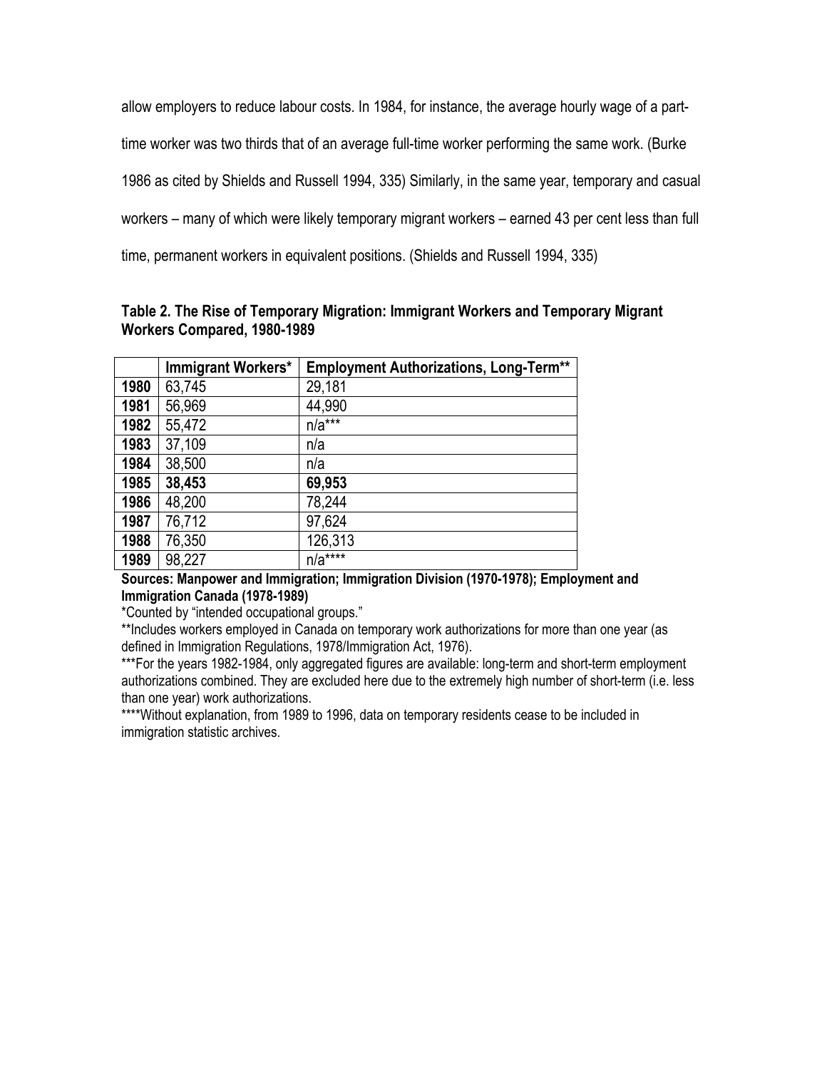allow employers to reduce labour costs. In 1984, for instance, the average hourly wage of a part-time worker was two thirds that of an average full-time worker performing the same work. (Burke 1986 as cited by Shields and Russell 1994, 335) Similarly, in the same year, temporary and casual workers – many of which were likely temporary migrant workers – earned 43 per cent less than full time, permanent workers in equivalent positions. (Shields and Russell 1994, 335)

**Table 2. The Rise of Temporary Migration: Immigrant Workers and Temporary Migrant Workers Compared, 1980-1989**

| | Immigrant Workers* | Employment Authorizations, Long-Term** |
|---|---|---|
| **1980** | 63,745 | 29,181 |
| **1981** | 56,969 | 44,990 |
| **1982** | 55,472 | n/a*** |
| **1983** | 37,109 | n/a |
| **1984** | 38,500 | n/a |
| **1985** | **38,453** | **69,953** |
| **1986** | 48,200 | 78,244 |
| **1987** | 76,712 | 97,624 |
| **1988** | 76,350 | 126,313 |
| **1989** | 98,227 | n/a**** |

**Sources: Manpower and Immigration; Immigration Division (1970-1978); Employment and Immigration Canada (1978-1989)**

*Counted by "intended occupational groups."

**Includes workers employed in Canada on temporary work authorizations for more than one year (as defined in Immigration Regulations, 1978/Immigration Act, 1976).

***For the years 1982-1984, only aggregated figures are available: long-term and short-term employment authorizations combined. They are excluded here due to the extremely high number of short-term (i.e. less than one year) work authorizations.

****Without explanation, from 1989 to 1996, data on temporary residents cease to be included in immigration statistic archives.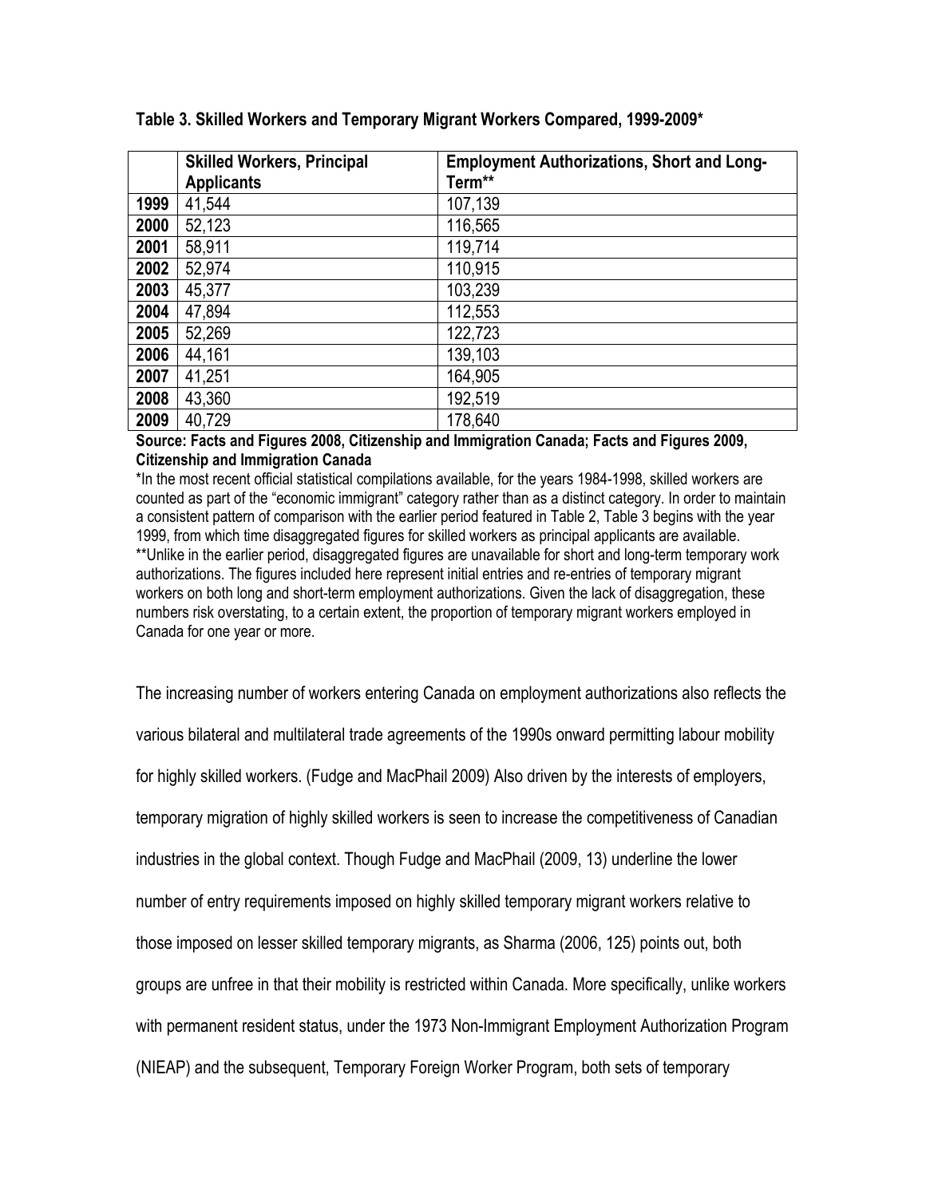**Table 3. Skilled Workers and Temporary Migrant Workers Compared, 1999-2009***

| | **Skilled Workers, Principal Applicants** | **Employment Authorizations, Short and Long-Term**** |
|---|---|---|
| **1999** | 41,544 | 107,139 |
| **2000** | 52,123 | 116,565 |
| **2001** | 58,911 | 119,714 |
| **2002** | 52,974 | 110,915 |
| **2003** | 45,377 | 103,239 |
| **2004** | 47,894 | 112,553 |
| **2005** | 52,269 | 122,723 |
| **2006** | 44,161 | 139,103 |
| **2007** | 41,251 | 164,905 |
| **2008** | 43,360 | 192,519 |
| **2009** | 40,729 | 178,640 |

**Source: Facts and Figures 2008, Citizenship and Immigration Canada; Facts and Figures 2009, Citizenship and Immigration Canada**

*In the most recent official statistical compilations available, for the years 1984-1998, skilled workers are counted as part of the "economic immigrant" category rather than as a distinct category. In order to maintain a consistent pattern of comparison with the earlier period featured in Table 2, Table 3 begins with the year 1999, from which time disaggregated figures for skilled workers as principal applicants are available.
**Unlike in the earlier period, disaggregated figures are unavailable for short and long-term temporary work authorizations. The figures included here represent initial entries and re-entries of temporary migrant workers on both long and short-term employment authorizations. Given the lack of disaggregation, these numbers risk overstating, to a certain extent, the proportion of temporary migrant workers employed in Canada for one year or more.

The increasing number of workers entering Canada on employment authorizations also reflects the various bilateral and multilateral trade agreements of the 1990s onward permitting labour mobility for highly skilled workers. (Fudge and MacPhail 2009) Also driven by the interests of employers, temporary migration of highly skilled workers is seen to increase the competitiveness of Canadian industries in the global context. Though Fudge and MacPhail (2009, 13) underline the lower number of entry requirements imposed on highly skilled temporary migrant workers relative to those imposed on lesser skilled temporary migrants, as Sharma (2006, 125) points out, both groups are unfree in that their mobility is restricted within Canada. More specifically, unlike workers with permanent resident status, under the 1973 Non-Immigrant Employment Authorization Program (NIEAP) and the subsequent, Temporary Foreign Worker Program, both sets of temporary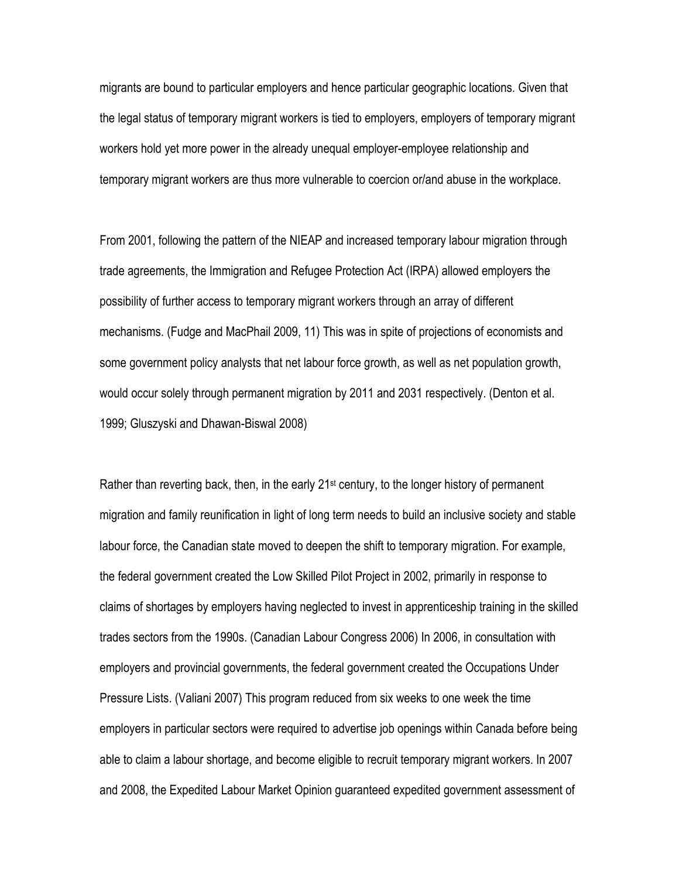migrants are bound to particular employers and hence particular geographic locations. Given that the legal status of temporary migrant workers is tied to employers, employers of temporary migrant workers hold yet more power in the already unequal employer-employee relationship and temporary migrant workers are thus more vulnerable to coercion or/and abuse in the workplace.

From 2001, following the pattern of the NIEAP and increased temporary labour migration through trade agreements, the Immigration and Refugee Protection Act (IRPA) allowed employers the possibility of further access to temporary migrant workers through an array of different mechanisms. (Fudge and MacPhail 2009, 11) This was in spite of projections of economists and some government policy analysts that net labour force growth, as well as net population growth, would occur solely through permanent migration by 2011 and 2031 respectively. (Denton et al. 1999; Gluszyski and Dhawan-Biswal 2008)

Rather than reverting back, then, in the early 21st century, to the longer history of permanent migration and family reunification in light of long term needs to build an inclusive society and stable labour force, the Canadian state moved to deepen the shift to temporary migration. For example, the federal government created the Low Skilled Pilot Project in 2002, primarily in response to claims of shortages by employers having neglected to invest in apprenticeship training in the skilled trades sectors from the 1990s. (Canadian Labour Congress 2006) In 2006, in consultation with employers and provincial governments, the federal government created the Occupations Under Pressure Lists. (Valiani 2007) This program reduced from six weeks to one week the time employers in particular sectors were required to advertise job openings within Canada before being able to claim a labour shortage, and become eligible to recruit temporary migrant workers. In 2007 and 2008, the Expedited Labour Market Opinion guaranteed expedited government assessment of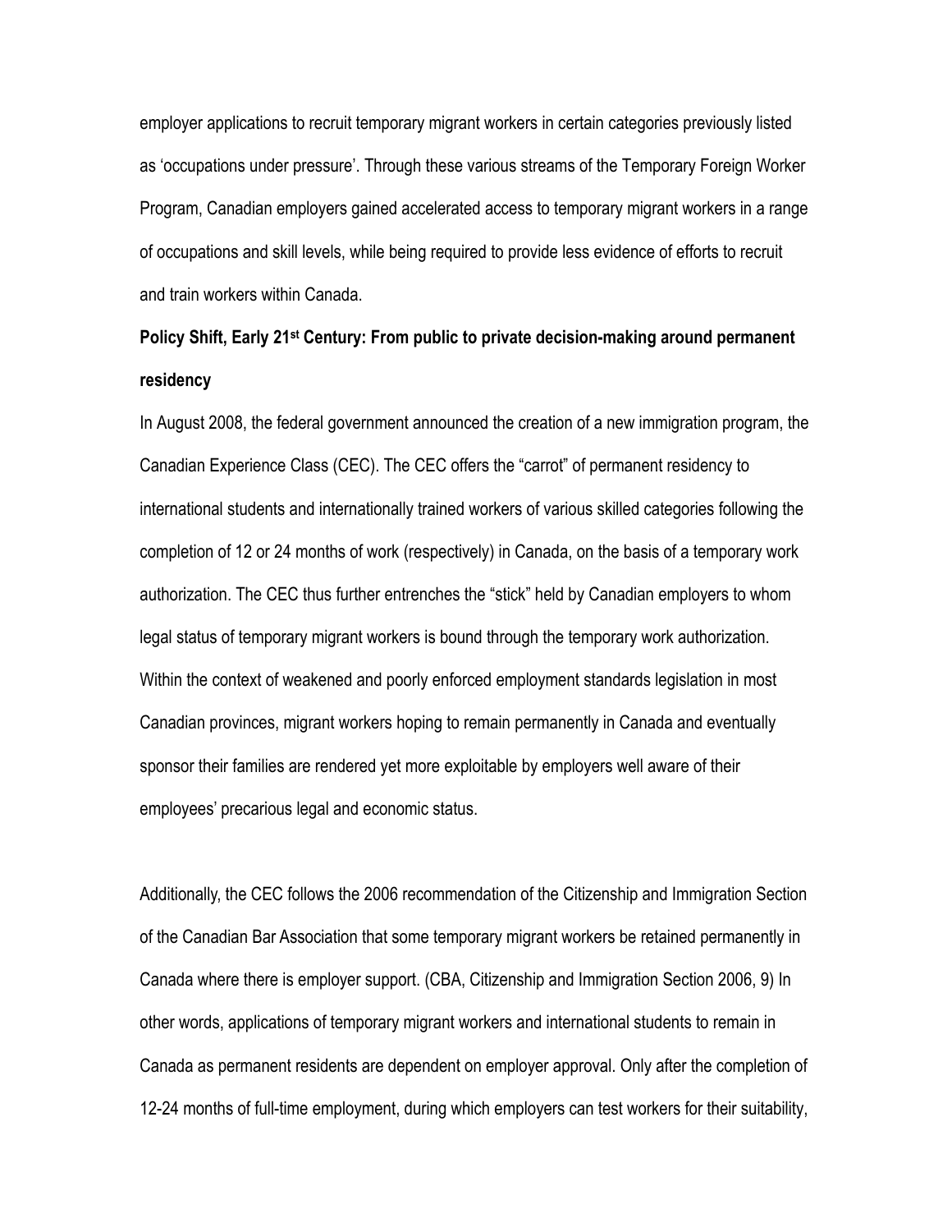employer applications to recruit temporary migrant workers in certain categories previously listed as 'occupations under pressure'. Through these various streams of the Temporary Foreign Worker Program, Canadian employers gained accelerated access to temporary migrant workers in a range of occupations and skill levels, while being required to provide less evidence of efforts to recruit and train workers within Canada.

**Policy Shift, Early 21st Century: From public to private decision-making around permanent residency**

In August 2008, the federal government announced the creation of a new immigration program, the Canadian Experience Class (CEC). The CEC offers the "carrot" of permanent residency to international students and internationally trained workers of various skilled categories following the completion of 12 or 24 months of work (respectively) in Canada, on the basis of a temporary work authorization. The CEC thus further entrenches the "stick" held by Canadian employers to whom legal status of temporary migrant workers is bound through the temporary work authorization. Within the context of weakened and poorly enforced employment standards legislation in most Canadian provinces, migrant workers hoping to remain permanently in Canada and eventually sponsor their families are rendered yet more exploitable by employers well aware of their employees' precarious legal and economic status.

Additionally, the CEC follows the 2006 recommendation of the Citizenship and Immigration Section of the Canadian Bar Association that some temporary migrant workers be retained permanently in Canada where there is employer support. (CBA, Citizenship and Immigration Section 2006, 9) In other words, applications of temporary migrant workers and international students to remain in Canada as permanent residents are dependent on employer approval. Only after the completion of 12-24 months of full-time employment, during which employers can test workers for their suitability,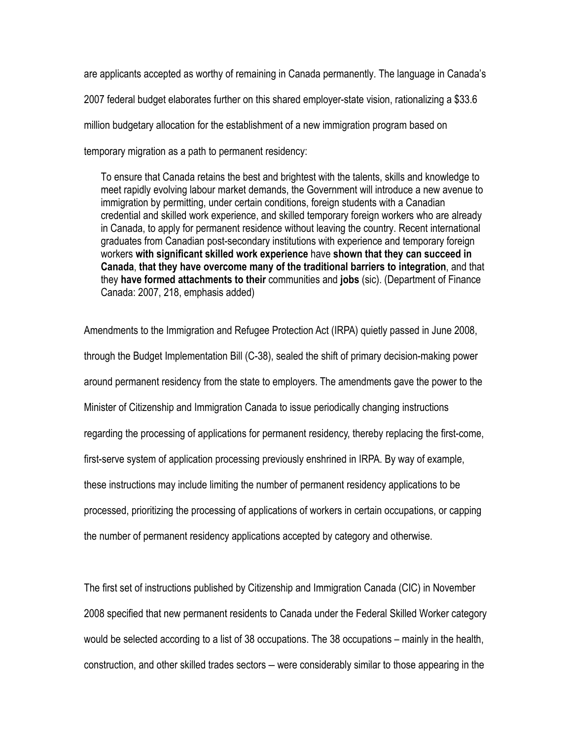are applicants accepted as worthy of remaining in Canada permanently. The language in Canada's 2007 federal budget elaborates further on this shared employer-state vision, rationalizing a $33.6 million budgetary allocation for the establishment of a new immigration program based on temporary migration as a path to permanent residency:

> To ensure that Canada retains the best and brightest with the talents, skills and knowledge to meet rapidly evolving labour market demands, the Government will introduce a new avenue to immigration by permitting, under certain conditions, foreign students with a Canadian credential and skilled work experience, and skilled temporary foreign workers who are already in Canada, to apply for permanent residence without leaving the country. Recent international graduates from Canadian post-secondary institutions with experience and temporary foreign workers **with significant skilled work experience** have **shown that they can succeed in Canada**, **that they have overcome many of the traditional barriers to integration**, and that they **have formed attachments to their** communities and **jobs** (sic). (Department of Finance Canada: 2007, 218, emphasis added)

Amendments to the Immigration and Refugee Protection Act (IRPA) quietly passed in June 2008, through the Budget Implementation Bill (C-38), sealed the shift of primary decision-making power around permanent residency from the state to employers. The amendments gave the power to the Minister of Citizenship and Immigration Canada to issue periodically changing instructions regarding the processing of applications for permanent residency, thereby replacing the first-come, first-serve system of application processing previously enshrined in IRPA. By way of example, these instructions may include limiting the number of permanent residency applications to be processed, prioritizing the processing of applications of workers in certain occupations, or capping the number of permanent residency applications accepted by category and otherwise.

The first set of instructions published by Citizenship and Immigration Canada (CIC) in November 2008 specified that new permanent residents to Canada under the Federal Skilled Worker category would be selected according to a list of 38 occupations. The 38 occupations – mainly in the health, construction, and other skilled trades sectors – were considerably similar to those appearing in the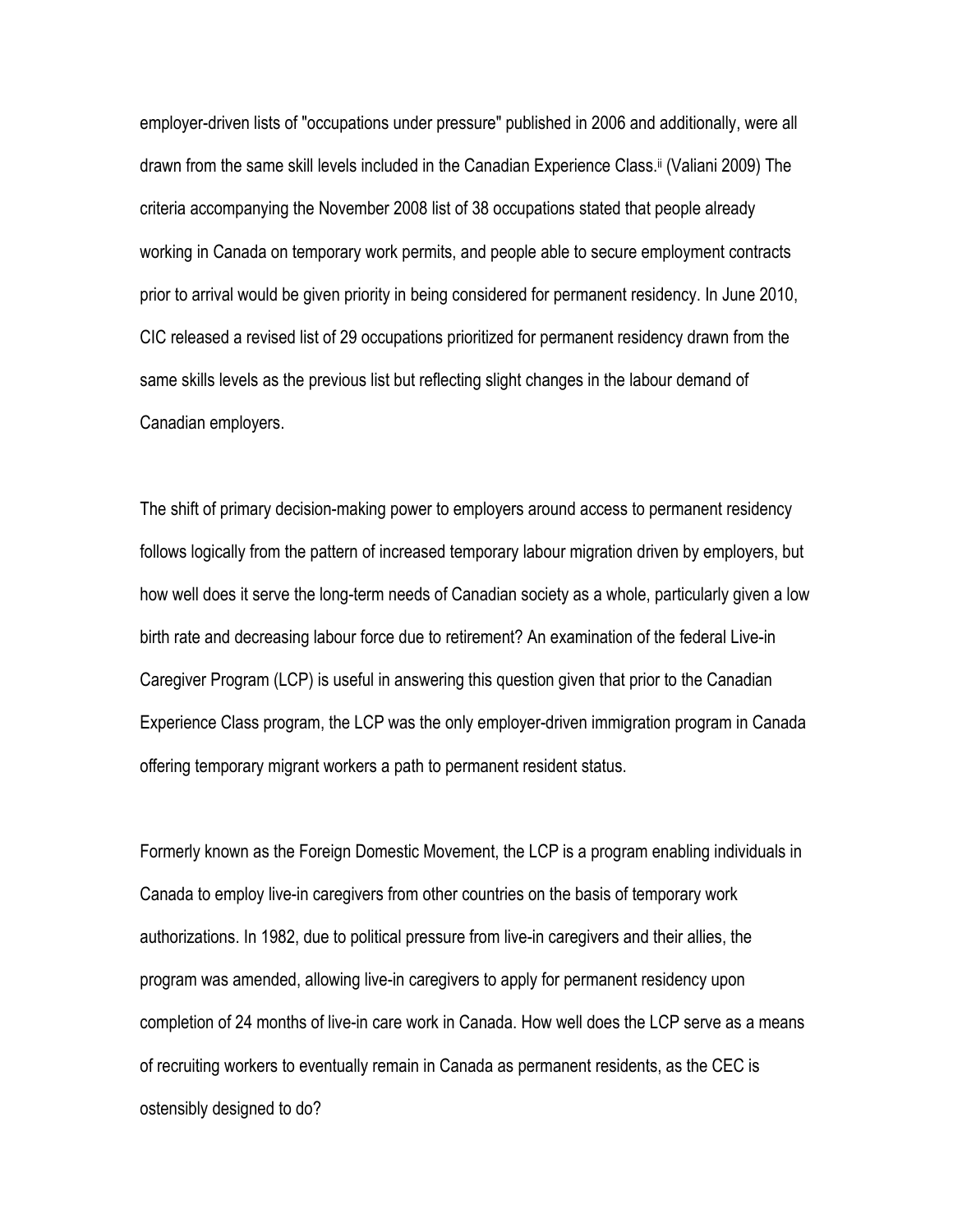employer-driven lists of "occupations under pressure" published in 2006 and additionally, were all drawn from the same skill levels included in the Canadian Experience Class.[ii] (Valiani 2009) The criteria accompanying the November 2008 list of 38 occupations stated that people already working in Canada on temporary work permits, and people able to secure employment contracts prior to arrival would be given priority in being considered for permanent residency. In June 2010, CIC released a revised list of 29 occupations prioritized for permanent residency drawn from the same skills levels as the previous list but reflecting slight changes in the labour demand of Canadian employers.

The shift of primary decision-making power to employers around access to permanent residency follows logically from the pattern of increased temporary labour migration driven by employers, but how well does it serve the long-term needs of Canadian society as a whole, particularly given a low birth rate and decreasing labour force due to retirement? An examination of the federal Live-in Caregiver Program (LCP) is useful in answering this question given that prior to the Canadian Experience Class program, the LCP was the only employer-driven immigration program in Canada offering temporary migrant workers a path to permanent resident status.

Formerly known as the Foreign Domestic Movement, the LCP is a program enabling individuals in Canada to employ live-in caregivers from other countries on the basis of temporary work authorizations. In 1982, due to political pressure from live-in caregivers and their allies, the program was amended, allowing live-in caregivers to apply for permanent residency upon completion of 24 months of live-in care work in Canada. How well does the LCP serve as a means of recruiting workers to eventually remain in Canada as permanent residents, as the CEC is ostensibly designed to do?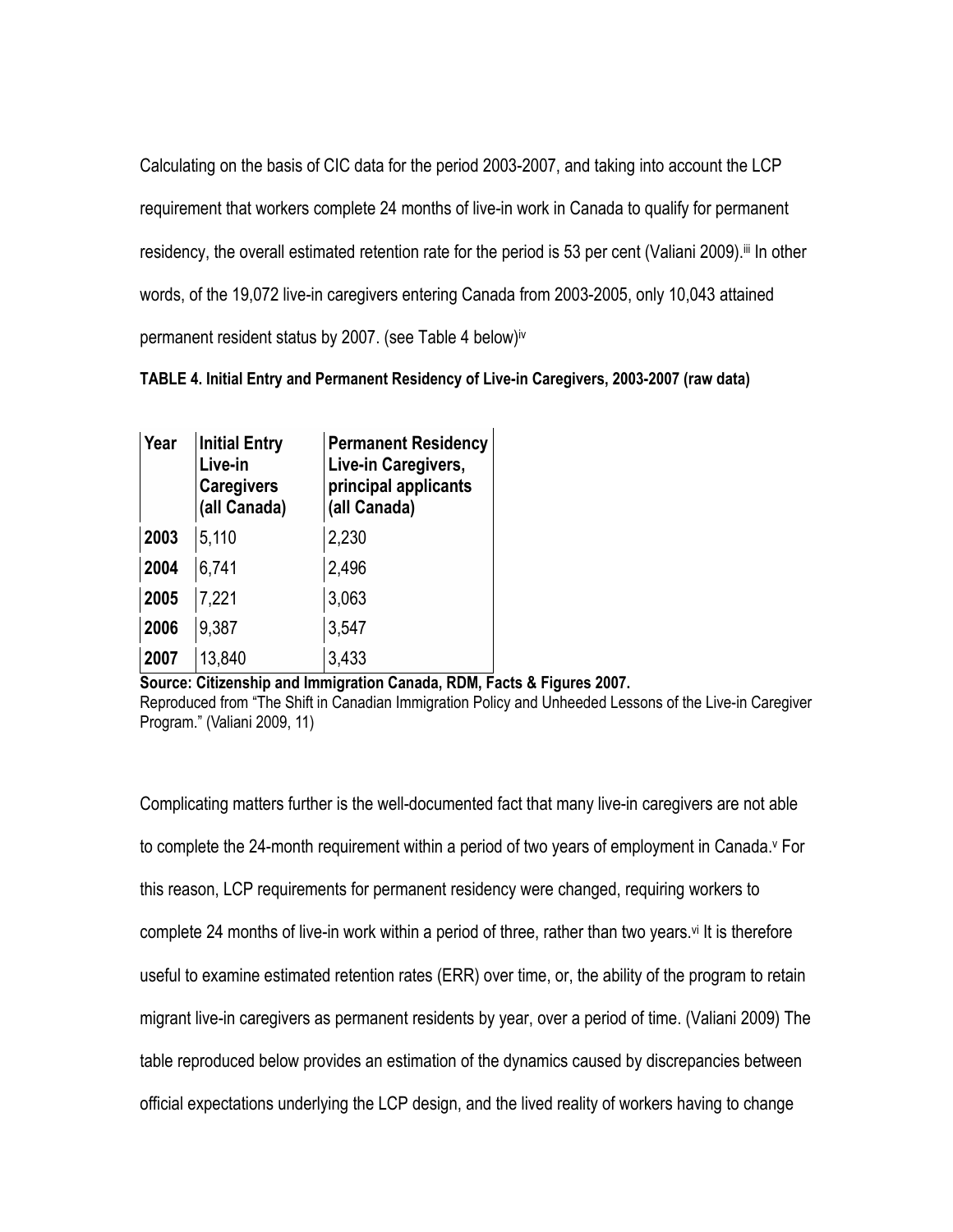Calculating on the basis of CIC data for the period 2003-2007, and taking into account the LCP requirement that workers complete 24 months of live-in work in Canada to qualify for permanent residency, the overall estimated retention rate for the period is 53 per cent (Valiani 2009).[iii] In other words, of the 19,072 live-in caregivers entering Canada from 2003-2005, only 10,043 attained permanent resident status by 2007. (see Table 4 below)[iv]

**TABLE 4. Initial Entry and Permanent Residency of Live-in Caregivers, 2003-2007 (raw data)**

| Year | Initial Entry Live-in Caregivers (all Canada) | Permanent Residency Live-in Caregivers, principal applicants (all Canada) |
|---|---|---|
| **2003** | 5,110 | 2,230 |
| **2004** | 6,741 | 2,496 |
| **2005** | 7,221 | 3,063 |
| **2006** | 9,387 | 3,547 |
| **2007** | 13,840 | 3,433 |

**Source: Citizenship and Immigration Canada, RDM, Facts & Figures 2007.**
Reproduced from "The Shift in Canadian Immigration Policy and Unheeded Lessons of the Live-in Caregiver Program." (Valiani 2009, 11)

Complicating matters further is the well-documented fact that many live-in caregivers are not able to complete the 24-month requirement within a period of two years of employment in Canada.[v] For this reason, LCP requirements for permanent residency were changed, requiring workers to complete 24 months of live-in work within a period of three, rather than two years.[vi] It is therefore useful to examine estimated retention rates (ERR) over time, or, the ability of the program to retain migrant live-in caregivers as permanent residents by year, over a period of time. (Valiani 2009) The table reproduced below provides an estimation of the dynamics caused by discrepancies between official expectations underlying the LCP design, and the lived reality of workers having to change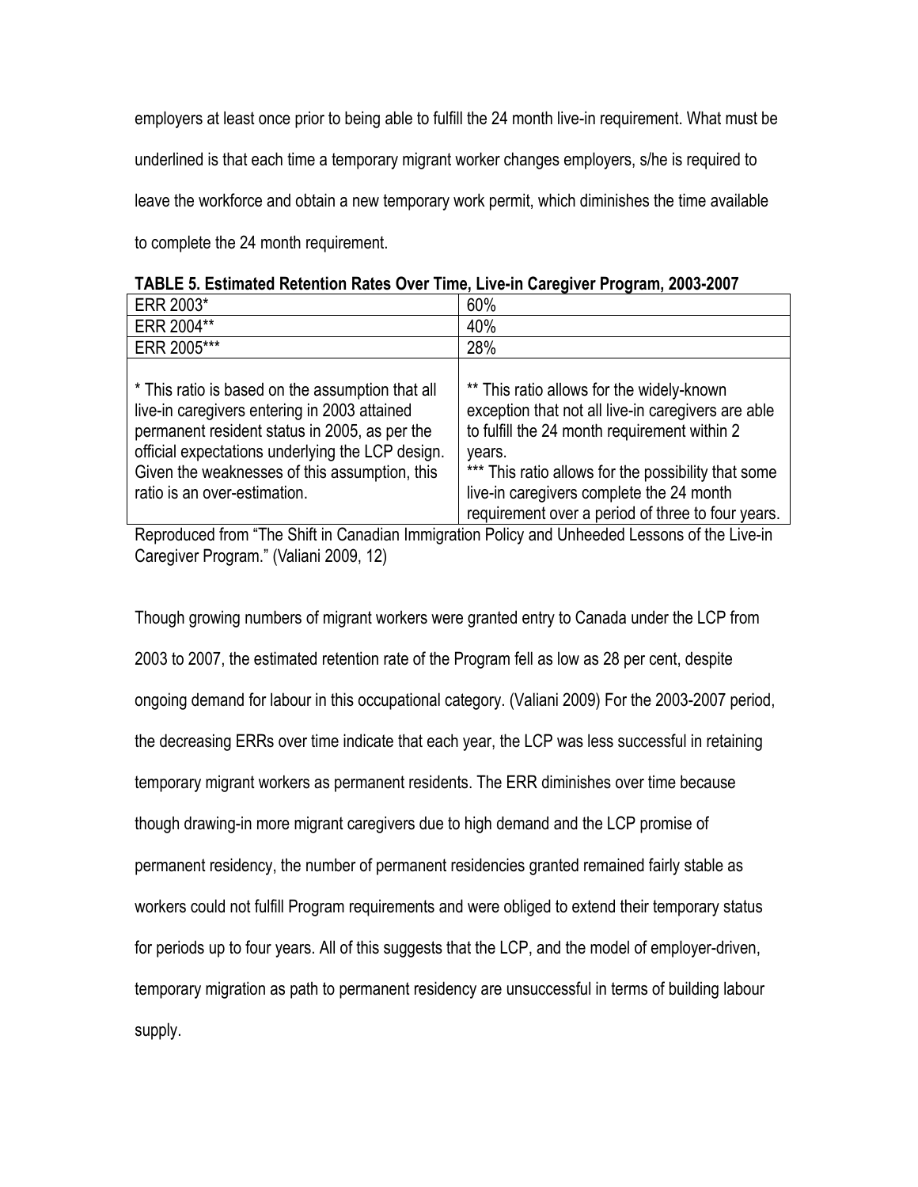employers at least once prior to being able to fulfill the 24 month live-in requirement. What must be underlined is that each time a temporary migrant worker changes employers, s/he is required to leave the workforce and obtain a new temporary work permit, which diminishes the time available to complete the 24 month requirement.

**TABLE 5. Estimated Retention Rates Over Time, Live-in Caregiver Program, 2003-2007**

| | |
|---|---|
| ERR 2003* | 60% |
| ERR 2004** | 40% |
| ERR 2005*** | 28% |
| * This ratio is based on the assumption that all live-in caregivers entering in 2003 attained permanent resident status in 2005, as per the official expectations underlying the LCP design. Given the weaknesses of this assumption, this ratio is an over-estimation. | ** This ratio allows for the widely-known exception that not all live-in caregivers are able to fulfill the 24 month requirement within 2 years. *** This ratio allows for the possibility that some live-in caregivers complete the 24 month requirement over a period of three to four years. |

Reproduced from "The Shift in Canadian Immigration Policy and Unheeded Lessons of the Live-in Caregiver Program." (Valiani 2009, 12)

Though growing numbers of migrant workers were granted entry to Canada under the LCP from 2003 to 2007, the estimated retention rate of the Program fell as low as 28 per cent, despite ongoing demand for labour in this occupational category. (Valiani 2009) For the 2003-2007 period, the decreasing ERRs over time indicate that each year, the LCP was less successful in retaining temporary migrant workers as permanent residents. The ERR diminishes over time because though drawing-in more migrant caregivers due to high demand and the LCP promise of permanent residency, the number of permanent residencies granted remained fairly stable as workers could not fulfill Program requirements and were obliged to extend their temporary status for periods up to four years. All of this suggests that the LCP, and the model of employer-driven, temporary migration as path to permanent residency are unsuccessful in terms of building labour supply.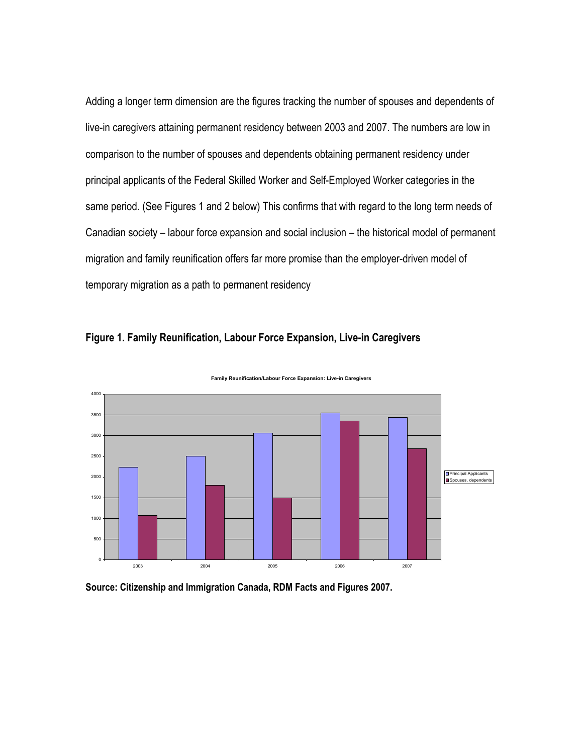Adding a longer term dimension are the figures tracking the number of spouses and dependents of live-in caregivers attaining permanent residency between 2003 and 2007. The numbers are low in comparison to the number of spouses and dependents obtaining permanent residency under principal applicants of the Federal Skilled Worker and Self-Employed Worker categories in the same period. (See Figures 1 and 2 below) This confirms that with regard to the long term needs of Canadian society – labour force expansion and social inclusion – the historical model of permanent migration and family reunification offers far more promise than the employer-driven model of temporary migration as a path to permanent residency

**Figure 1. Family Reunification, Labour Force Expansion, Live-in Caregivers**

**Source: Citizenship and Immigration Canada, RDM Facts and Figures 2007.**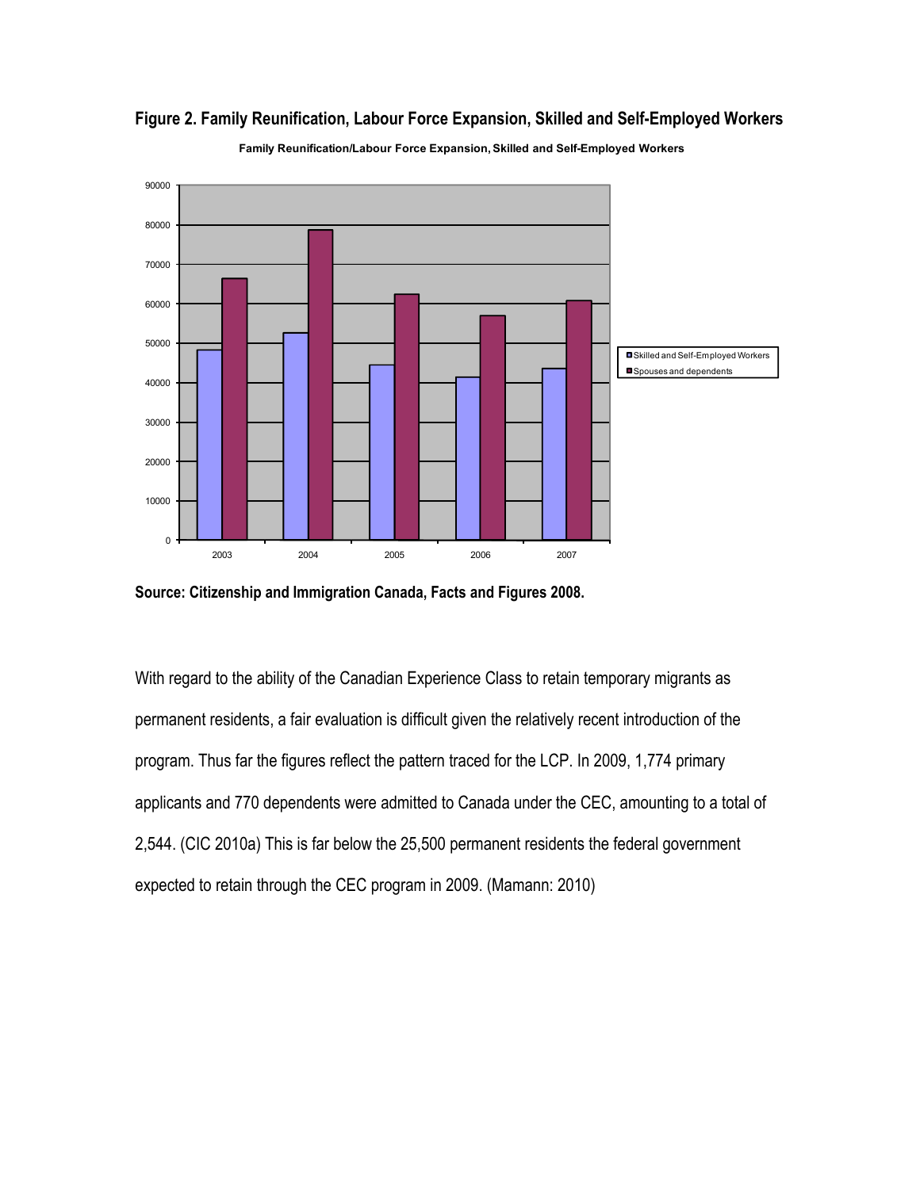**Figure 2. Family Reunification, Labour Force Expansion, Skilled and Self-Employed Workers**

**Source: Citizenship and Immigration Canada, Facts and Figures 2008.**

With regard to the ability of the Canadian Experience Class to retain temporary migrants as permanent residents, a fair evaluation is difficult given the relatively recent introduction of the program. Thus far the figures reflect the pattern traced for the LCP. In 2009, 1,774 primary applicants and 770 dependents were admitted to Canada under the CEC, amounting to a total of 2,544. (CIC 2010a) This is far below the 25,500 permanent residents the federal government expected to retain through the CEC program in 2009. (Mamann: 2010)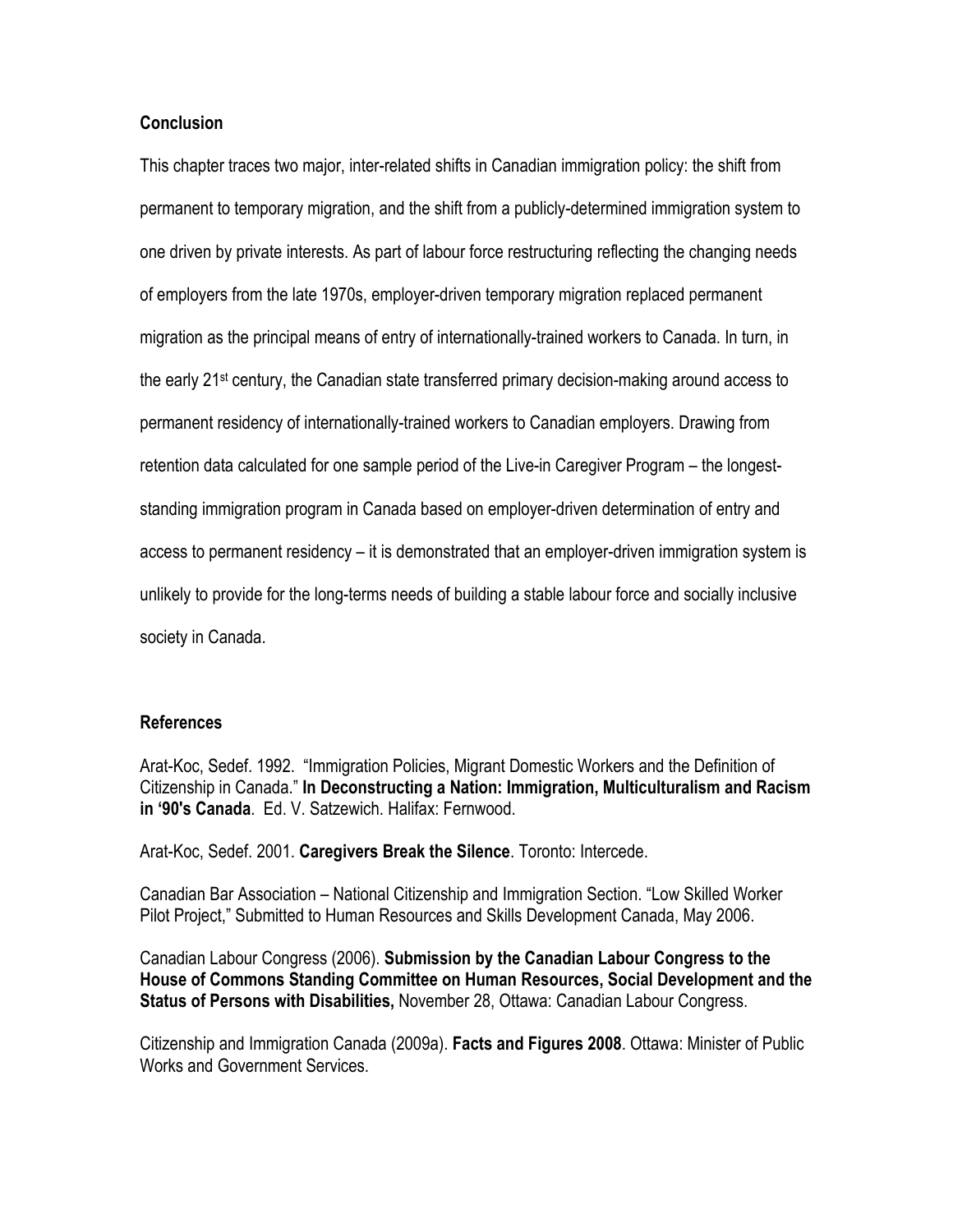### Conclusion

This chapter traces two major, inter-related shifts in Canadian immigration policy: the shift from permanent to temporary migration, and the shift from a publicly-determined immigration system to one driven by private interests. As part of labour force restructuring reflecting the changing needs of employers from the late 1970s, employer-driven temporary migration replaced permanent migration as the principal means of entry of internationally-trained workers to Canada. In turn, in the early 21st century, the Canadian state transferred primary decision-making around access to permanent residency of internationally-trained workers to Canadian employers. Drawing from retention data calculated for one sample period of the Live-in Caregiver Program – the longest-standing immigration program in Canada based on employer-driven determination of entry and access to permanent residency – it is demonstrated that an employer-driven immigration system is unlikely to provide for the long-terms needs of building a stable labour force and socially inclusive society in Canada.

### References

Arat-Koc, Sedef. 1992. "Immigration Policies, Migrant Domestic Workers and the Definition of Citizenship in Canada." **In Deconstructing a Nation: Immigration, Multiculturalism and Racism in '90's Canada**. Ed. V. Satzewich. Halifax: Fernwood.

Arat-Koc, Sedef. 2001. **Caregivers Break the Silence**. Toronto: Intercede.

Canadian Bar Association – National Citizenship and Immigration Section. "Low Skilled Worker Pilot Project," Submitted to Human Resources and Skills Development Canada, May 2006.

Canadian Labour Congress (2006). **Submission by the Canadian Labour Congress to the House of Commons Standing Committee on Human Resources, Social Development and the Status of Persons with Disabilities,** November 28, Ottawa: Canadian Labour Congress.

Citizenship and Immigration Canada (2009a). **Facts and Figures 2008**. Ottawa: Minister of Public Works and Government Services.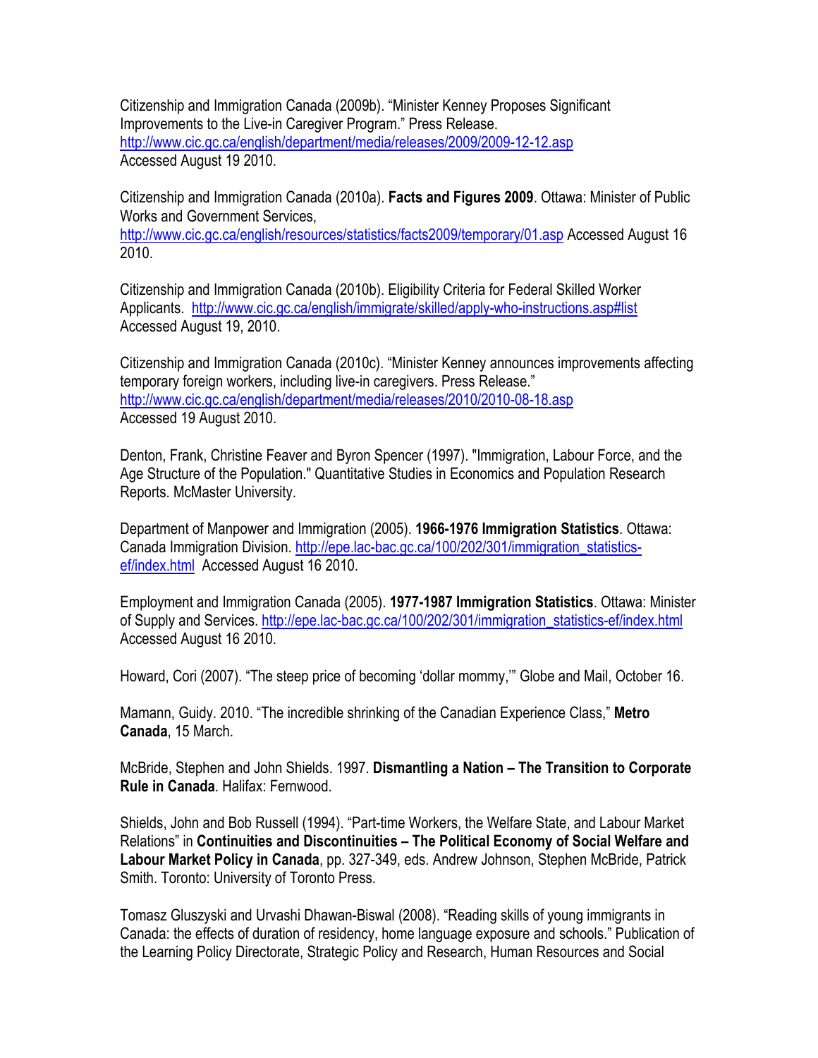Citizenship and Immigration Canada (2009b). “Minister Kenney Proposes Significant Improvements to the Live-in Caregiver Program.” Press Release. http://www.cic.gc.ca/english/department/media/releases/2009/2009-12-12.asp Accessed August 19 2010.

Citizenship and Immigration Canada (2010a). **Facts and Figures 2009**. Ottawa: Minister of Public Works and Government Services, http://www.cic.gc.ca/english/resources/statistics/facts2009/temporary/01.asp Accessed August 16 2010.

Citizenship and Immigration Canada (2010b). Eligibility Criteria for Federal Skilled Worker Applicants. http://www.cic.gc.ca/english/immigrate/skilled/apply-who-instructions.asp#list Accessed August 19, 2010.

Citizenship and Immigration Canada (2010c). “Minister Kenney announces improvements affecting temporary foreign workers, including live-in caregivers. Press Release.” http://www.cic.gc.ca/english/department/media/releases/2010/2010-08-18.asp Accessed 19 August 2010.

Denton, Frank, Christine Feaver and Byron Spencer (1997). "Immigration, Labour Force, and the Age Structure of the Population." Quantitative Studies in Economics and Population Research Reports. McMaster University.

Department of Manpower and Immigration (2005). **1966-1976 Immigration Statistics**. Ottawa: Canada Immigration Division. http://epe.lac-bac.gc.ca/100/202/301/immigration_statistics-ef/index.html Accessed August 16 2010.

Employment and Immigration Canada (2005). **1977-1987 Immigration Statistics**. Ottawa: Minister of Supply and Services. http://epe.lac-bac.gc.ca/100/202/301/immigration_statistics-ef/index.html Accessed August 16 2010.

Howard, Cori (2007). “The steep price of becoming ‘dollar mommy,’” Globe and Mail, October 16.

Mamann, Guidy. 2010. “The incredible shrinking of the Canadian Experience Class,” **Metro Canada**, 15 March.

McBride, Stephen and John Shields. 1997. **Dismantling a Nation – The Transition to Corporate Rule in Canada**. Halifax: Fernwood.

Shields, John and Bob Russell (1994). “Part-time Workers, the Welfare State, and Labour Market Relations” in **Continuities and Discontinuities – The Political Economy of Social Welfare and Labour Market Policy in Canada**, pp. 327-349, eds. Andrew Johnson, Stephen McBride, Patrick Smith. Toronto: University of Toronto Press.

Tomasz Gluszyski and Urvashi Dhawan-Biswal (2008). “Reading skills of young immigrants in Canada: the effects of duration of residency, home language exposure and schools.” Publication of the Learning Policy Directorate, Strategic Policy and Research, Human Resources and Social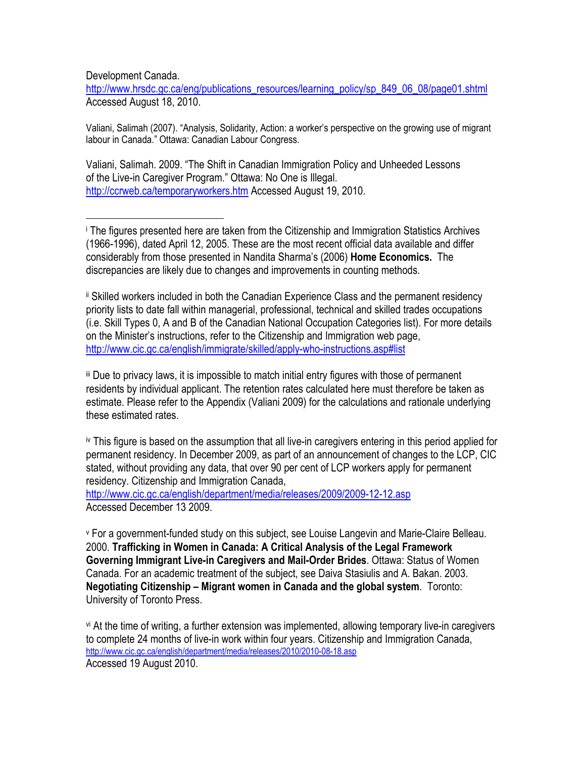Development Canada.
http://www.hrsdc.gc.ca/eng/publications_resources/learning_policy/sp_849_06_08/page01.shtml
Accessed August 18, 2010.

Valiani, Salimah (2007). "Analysis, Solidarity, Action: a worker's perspective on the growing use of migrant labour in Canada." Ottawa: Canadian Labour Congress.

Valiani, Salimah. 2009. "The Shift in Canadian Immigration Policy and Unheeded Lessons of the Live-in Caregiver Program." Ottawa: No One is Illegal.
http://ccrweb.ca/temporaryworkers.htm Accessed August 19, 2010.

---

[i] The figures presented here are taken from the Citizenship and Immigration Statistics Archives (1966-1996), dated April 12, 2005. These are the most recent official data available and differ considerably from those presented in Nandita Sharma's (2006) **Home Economics.** The discrepancies are likely due to changes and improvements in counting methods.

[ii] Skilled workers included in both the Canadian Experience Class and the permanent residency priority lists to date fall within managerial, professional, technical and skilled trades occupations (i.e. Skill Types 0, A and B of the Canadian National Occupation Categories list). For more details on the Minister's instructions, refer to the Citizenship and Immigration web page, http://www.cic.gc.ca/english/immigrate/skilled/apply-who-instructions.asp#list

[iii] Due to privacy laws, it is impossible to match initial entry figures with those of permanent residents by individual applicant. The retention rates calculated here must therefore be taken as estimate. Please refer to the Appendix (Valiani 2009) for the calculations and rationale underlying these estimated rates.

[iv] This figure is based on the assumption that all live-in caregivers entering in this period applied for permanent residency. In December 2009, as part of an announcement of changes to the LCP, CIC stated, without providing any data, that over 90 per cent of LCP workers apply for permanent residency. Citizenship and Immigration Canada,
http://www.cic.gc.ca/english/department/media/releases/2009/2009-12-12.asp
Accessed December 13 2009.

[v] For a government-funded study on this subject, see Louise Langevin and Marie-Claire Belleau. 2000. **Trafficking in Women in Canada: A Critical Analysis of the Legal Framework Governing Immigrant Live-in Caregivers and Mail-Order Brides**. Ottawa: Status of Women Canada. For an academic treatment of the subject, see Daiva Stasiulis and A. Bakan. 2003. **Negotiating Citizenship – Migrant women in Canada and the global system**. Toronto: University of Toronto Press.

[vi] At the time of writing, a further extension was implemented, allowing temporary live-in caregivers to complete 24 months of live-in work within four years. Citizenship and Immigration Canada,
http://www.cic.gc.ca/english/department/media/releases/2010/2010-08-18.asp
Accessed 19 August 2010.